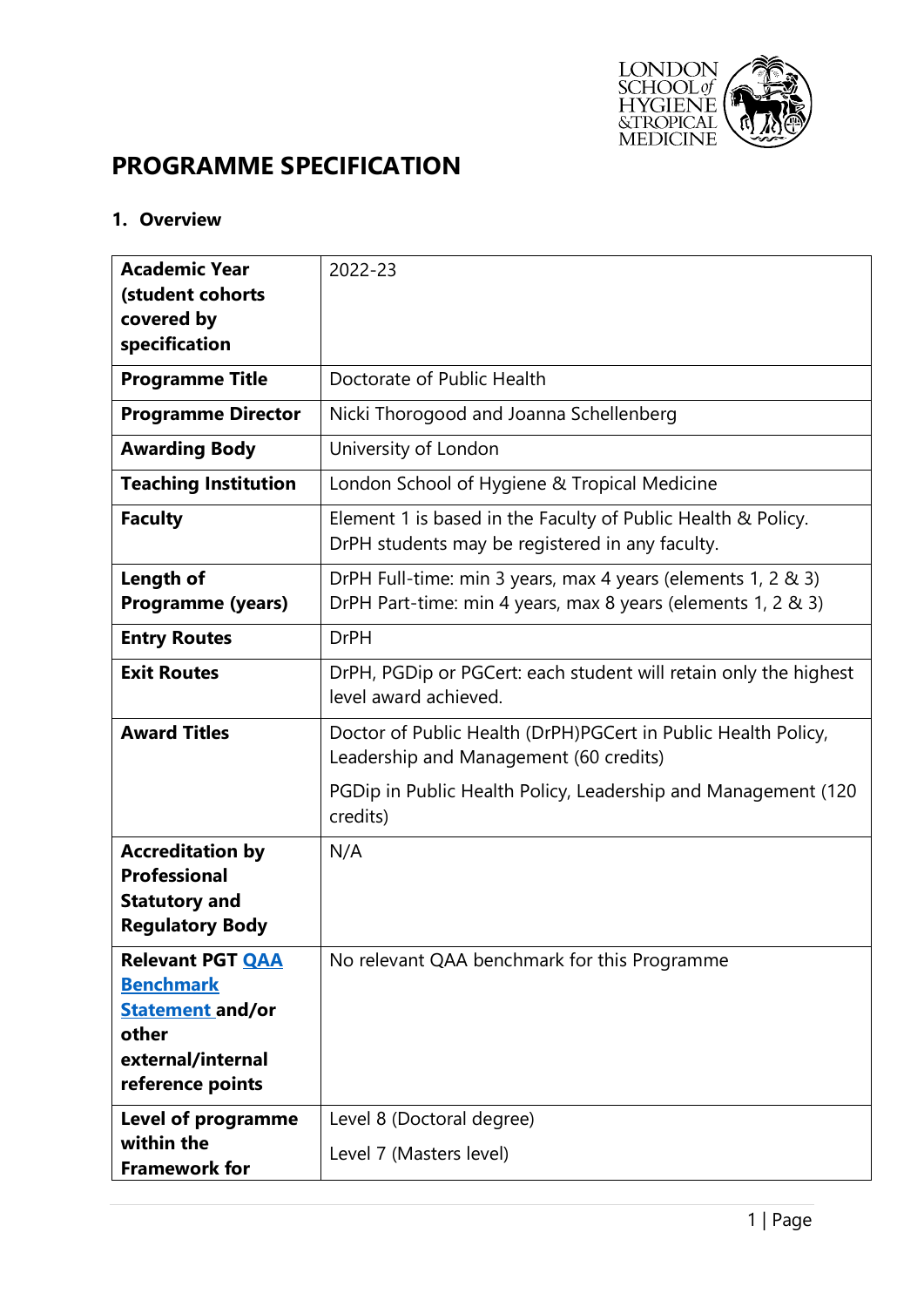# PROGRAMME SPECIFICATION

## 1. Overview

| | |
|---|---|
| **Academic Year (student cohorts covered by specification** | 2022-23 |
| **Programme Title** | Doctorate of Public Health |
| **Programme Director** | Nicki Thorogood and Joanna Schellenberg |
| **Awarding Body** | University of London |
| **Teaching Institution** | London School of Hygiene & Tropical Medicine |
| **Faculty** | Element 1 is based in the Faculty of Public Health & Policy. DrPH students may be registered in any faculty. |
| **Length of Programme (years)** | DrPH Full-time: min 3 years, max 4 years (elements 1, 2 & 3)<br>DrPH Part-time: min 4 years, max 8 years (elements 1, 2 & 3) |
| **Entry Routes** | DrPH |
| **Exit Routes** | DrPH, PGDip or PGCert: each student will retain only the highest level award achieved. |
| **Award Titles** | Doctor of Public Health (DrPH)PGCert in Public Health Policy, Leadership and Management (60 credits)<br>PGDip in Public Health Policy, Leadership and Management (120 credits) |
| **Accreditation by Professional Statutory and Regulatory Body** | N/A |
| **Relevant PGT QAA Benchmark Statement and/or other external/internal reference points** | No relevant QAA benchmark for this Programme |
| **Level of programme within the Framework for** | Level 8 (Doctoral degree)<br>Level 7 (Masters level) |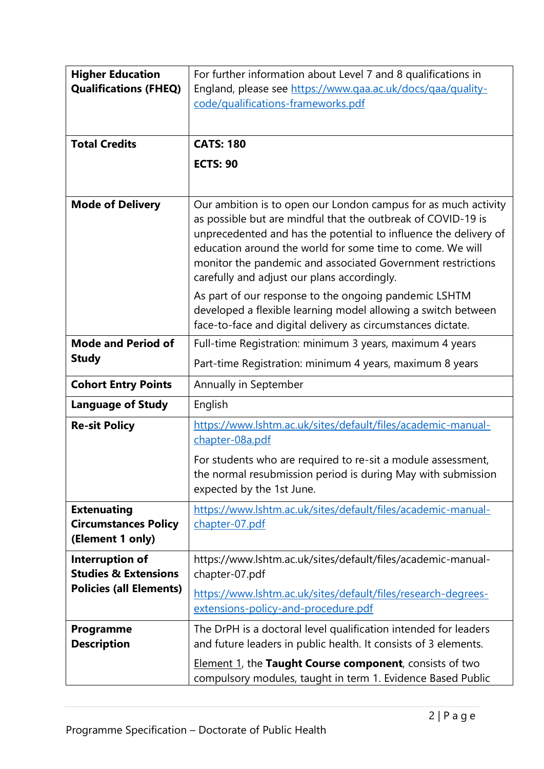| | |
|---|---|
| **Higher Education Qualifications (FHEQ)** | For further information about Level 7 and 8 qualifications in England, please see [https://www.qaa.ac.uk/docs/qaa/quality-code/qualifications-frameworks.pdf](https://www.qaa.ac.uk/docs/qaa/quality-code/qualifications-frameworks.pdf) |
| **Total Credits** | **CATS: 180**<br><br>**ECTS: 90** |
| **Mode of Delivery** | Our ambition is to open our London campus for as much activity as possible but are mindful that the outbreak of COVID-19 is unprecedented and has the potential to influence the delivery of education around the world for some time to come. We will monitor the pandemic and associated Government restrictions carefully and adjust our plans accordingly.<br><br>As part of our response to the ongoing pandemic LSHTM developed a flexible learning model allowing a switch between face-to-face and digital delivery as circumstances dictate. |
| **Mode and Period of Study** | Full-time Registration: minimum 3 years, maximum 4 years<br><br>Part-time Registration: minimum 4 years, maximum 8 years |
| **Cohort Entry Points** | Annually in September |
| **Language of Study** | English |
| **Re-sit Policy** | [https://www.lshtm.ac.uk/sites/default/files/academic-manual-chapter-08a.pdf](https://www.lshtm.ac.uk/sites/default/files/academic-manual-chapter-08a.pdf)<br><br>For students who are required to re-sit a module assessment, the normal resubmission period is during May with submission expected by the 1st June. |
| **Extenuating Circumstances Policy (Element 1 only)** | [https://www.lshtm.ac.uk/sites/default/files/academic-manual-chapter-07.pdf](https://www.lshtm.ac.uk/sites/default/files/academic-manual-chapter-07.pdf) |
| **Interruption of Studies & Extensions Policies (all Elements)** | https://www.lshtm.ac.uk/sites/default/files/academic-manual-chapter-07.pdf<br><br>[https://www.lshtm.ac.uk/sites/default/files/research-degrees-extensions-policy-and-procedure.pdf](https://www.lshtm.ac.uk/sites/default/files/research-degrees-extensions-policy-and-procedure.pdf) |
| **Programme Description** | The DrPH is a doctoral level qualification intended for leaders and future leaders in public health. It consists of 3 elements.<br><br>Element 1, the **Taught Course component**, consists of two compulsory modules, taught in term 1. Evidence Based Public |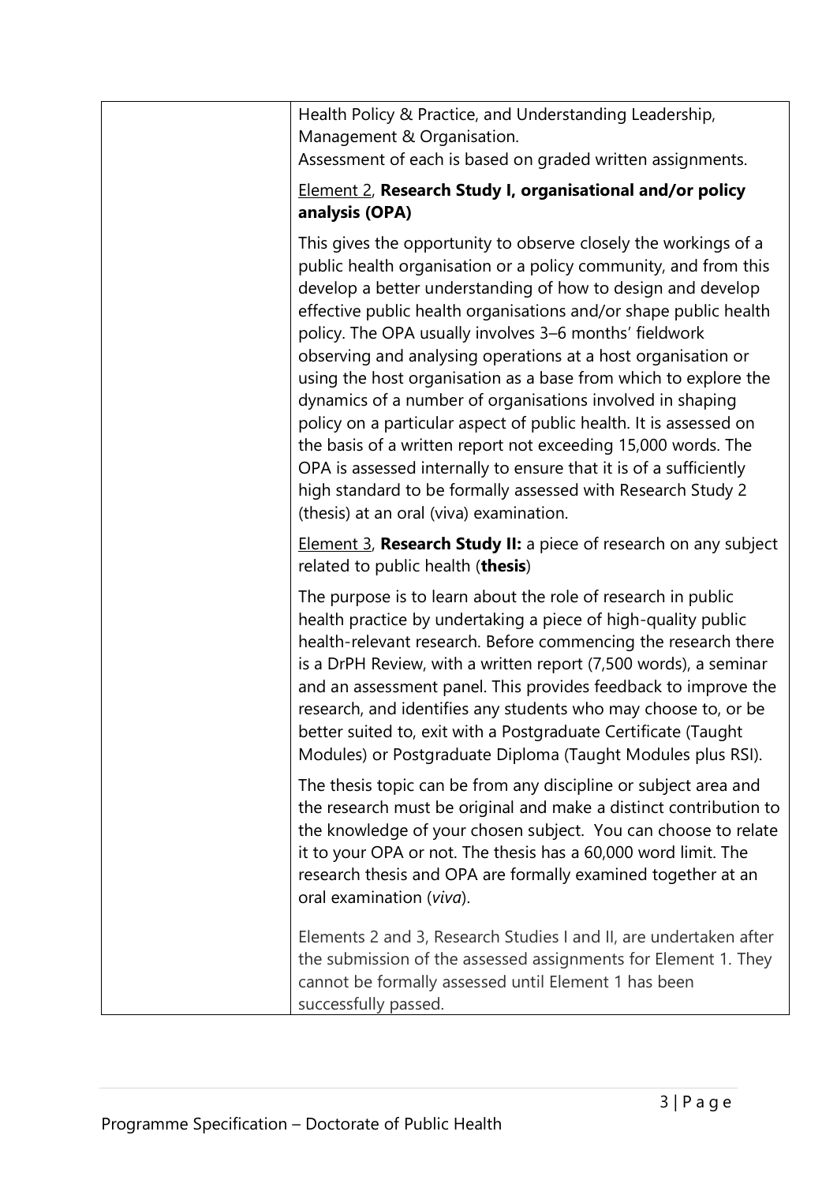| | |
|---|---|
| | Health Policy & Practice, and Understanding Leadership, Management & Organisation.<br>Assessment of each is based on graded written assignments.<br><br><u>Element 2</u>, **Research Study I, organisational and/or policy analysis (OPA)**<br><br>This gives the opportunity to observe closely the workings of a public health organisation or a policy community, and from this develop a better understanding of how to design and develop effective public health organisations and/or shape public health policy. The OPA usually involves 3–6 months' fieldwork observing and analysing operations at a host organisation or using the host organisation as a base from which to explore the dynamics of a number of organisations involved in shaping policy on a particular aspect of public health. It is assessed on the basis of a written report not exceeding 15,000 words. The OPA is assessed internally to ensure that it is of a sufficiently high standard to be formally assessed with Research Study 2 (thesis) at an oral (viva) examination.<br><br><u>Element 3</u>, **Research Study II:** a piece of research on any subject related to public health (**thesis**)<br><br>The purpose is to learn about the role of research in public health practice by undertaking a piece of high-quality public health-relevant research. Before commencing the research there is a DrPH Review, with a written report (7,500 words), a seminar and an assessment panel. This provides feedback to improve the research, and identifies any students who may choose to, or be better suited to, exit with a Postgraduate Certificate (Taught Modules) or Postgraduate Diploma (Taught Modules plus RSI).<br><br>The thesis topic can be from any discipline or subject area and the research must be original and make a distinct contribution to the knowledge of your chosen subject. You can choose to relate it to your OPA or not. The thesis has a 60,000 word limit. The research thesis and OPA are formally examined together at an oral examination (*viva*).<br><br>Elements 2 and 3, Research Studies I and II, are undertaken after the submission of the assessed assignments for Element 1. They cannot be formally assessed until Element 1 has been successfully passed. |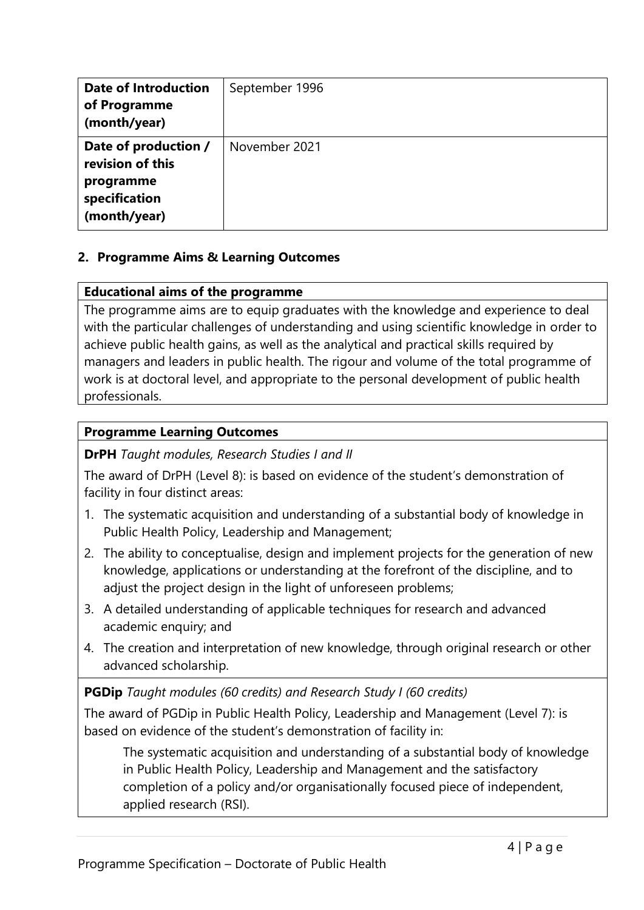| **Date of Introduction of Programme (month/year)** | September 1996 |
|---|---|
| **Date of production / revision of this programme specification (month/year)** | November 2021 |

## 2. Programme Aims & Learning Outcomes

| **Educational aims of the programme** |
|---|
| The programme aims are to equip graduates with the knowledge and experience to deal with the particular challenges of understanding and using scientific knowledge in order to achieve public health gains, as well as the analytical and practical skills required by managers and leaders in public health. The rigour and volume of the total programme of work is at doctoral level, and appropriate to the personal development of public health professionals. |

### Programme Learning Outcomes

**DrPH** *Taught modules, Research Studies I and II*

The award of DrPH (Level 8): is based on evidence of the student's demonstration of facility in four distinct areas:

1. The systematic acquisition and understanding of a substantial body of knowledge in Public Health Policy, Leadership and Management;
2. The ability to conceptualise, design and implement projects for the generation of new knowledge, applications or understanding at the forefront of the discipline, and to adjust the project design in the light of unforeseen problems;
3. A detailed understanding of applicable techniques for research and advanced academic enquiry; and
4. The creation and interpretation of new knowledge, through original research or other advanced scholarship.

**PGDip** *Taught modules (60 credits) and Research Study I (60 credits)*

The award of PGDip in Public Health Policy, Leadership and Management (Level 7): is based on evidence of the student's demonstration of facility in:

> The systematic acquisition and understanding of a substantial body of knowledge in Public Health Policy, Leadership and Management and the satisfactory completion of a policy and/or organisationally focused piece of independent, applied research (RSI).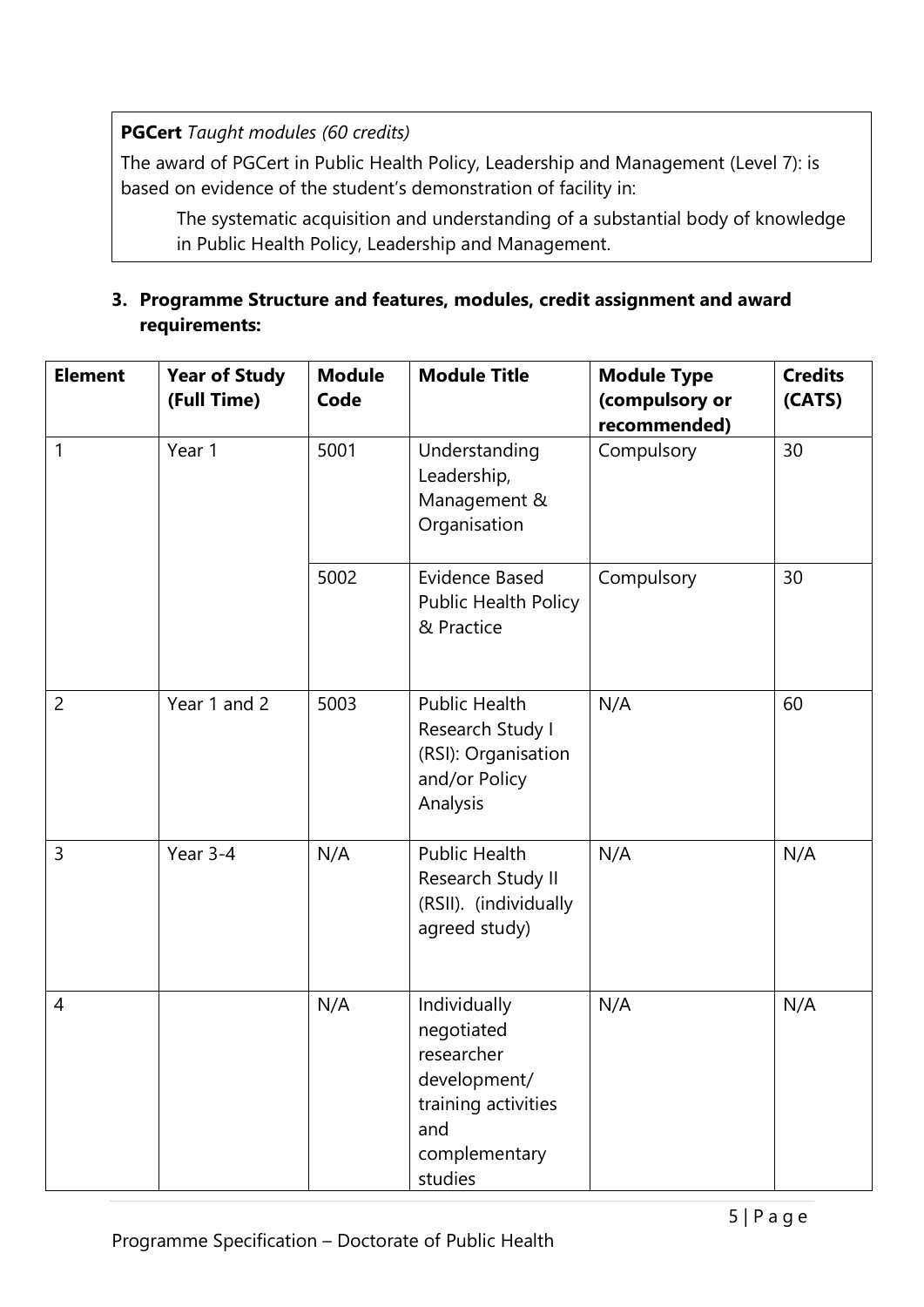**PGCert** *Taught modules (60 credits)*

The award of PGCert in Public Health Policy, Leadership and Management (Level 7): is based on evidence of the student's demonstration of facility in:

The systematic acquisition and understanding of a substantial body of knowledge in Public Health Policy, Leadership and Management.

**3. Programme Structure and features, modules, credit assignment and award requirements:**

| Element | Year of Study (Full Time) | Module Code | Module Title | Module Type (compulsory or recommended) | Credits (CATS) |
|---|---|---|---|---|---|
| 1 | Year 1 | 5001 | Understanding Leadership, Management & Organisation | Compulsory | 30 |
| | | 5002 | Evidence Based Public Health Policy & Practice | Compulsory | 30 |
| 2 | Year 1 and 2 | 5003 | Public Health Research Study I (RSI): Organisation and/or Policy Analysis | N/A | 60 |
| 3 | Year 3-4 | N/A | Public Health Research Study II (RSII). (individually agreed study) | N/A | N/A |
| 4 | | N/A | Individually negotiated researcher development/ training activities and complementary studies | N/A | N/A |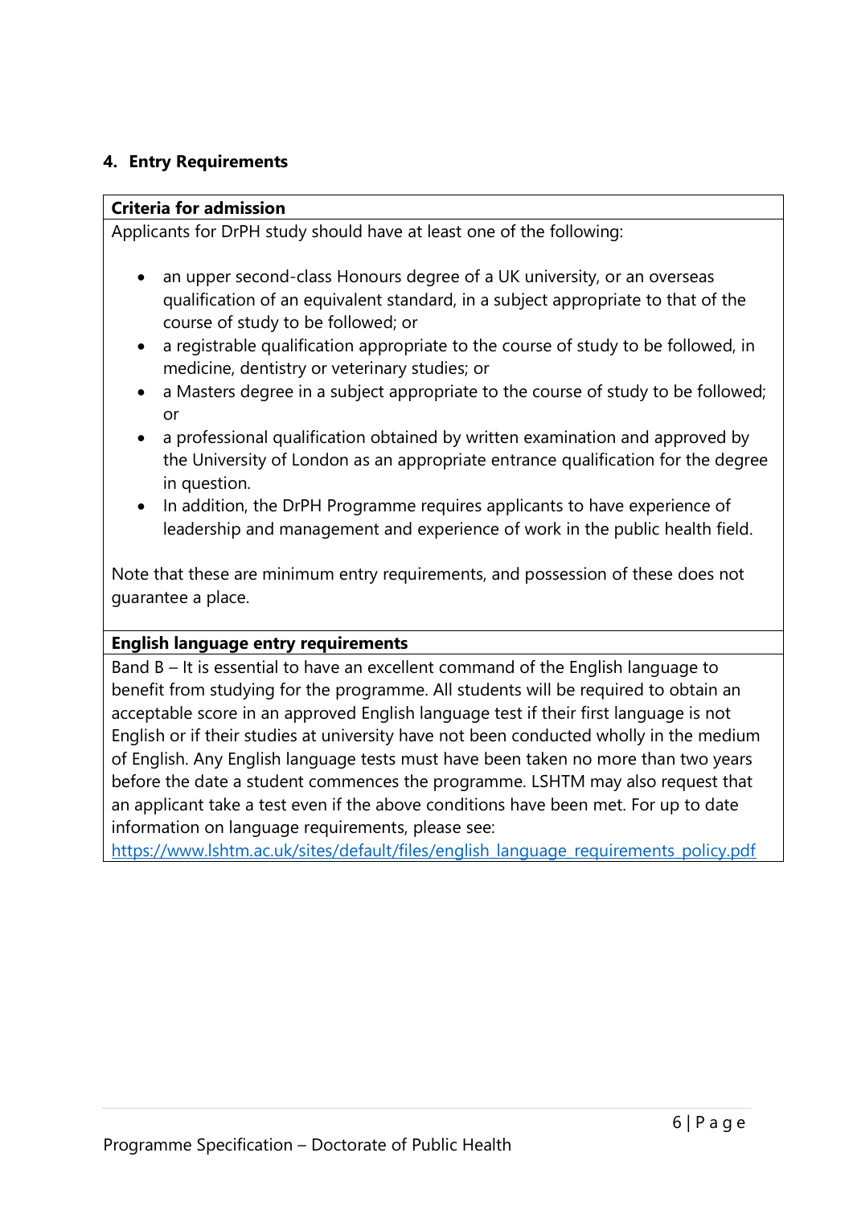#### 4. Entry Requirements

**Criteria for admission**

Applicants for DrPH study should have at least one of the following:

- an upper second-class Honours degree of a UK university, or an overseas qualification of an equivalent standard, in a subject appropriate to that of the course of study to be followed; or
- a registrable qualification appropriate to the course of study to be followed, in medicine, dentistry or veterinary studies; or
- a Masters degree in a subject appropriate to the course of study to be followed; or
- a professional qualification obtained by written examination and approved by the University of London as an appropriate entrance qualification for the degree in question.
- In addition, the DrPH Programme requires applicants to have experience of leadership and management and experience of work in the public health field.

Note that these are minimum entry requirements, and possession of these does not guarantee a place.

**English language entry requirements**

Band B – It is essential to have an excellent command of the English language to benefit from studying for the programme. All students will be required to obtain an acceptable score in an approved English language test if their first language is not English or if their studies at university have not been conducted wholly in the medium of English. Any English language tests must have been taken no more than two years before the date a student commences the programme. LSHTM may also request that an applicant take a test even if the above conditions have been met. For up to date information on language requirements, please see:
https://www.lshtm.ac.uk/sites/default/files/english_language_requirements_policy.pdf